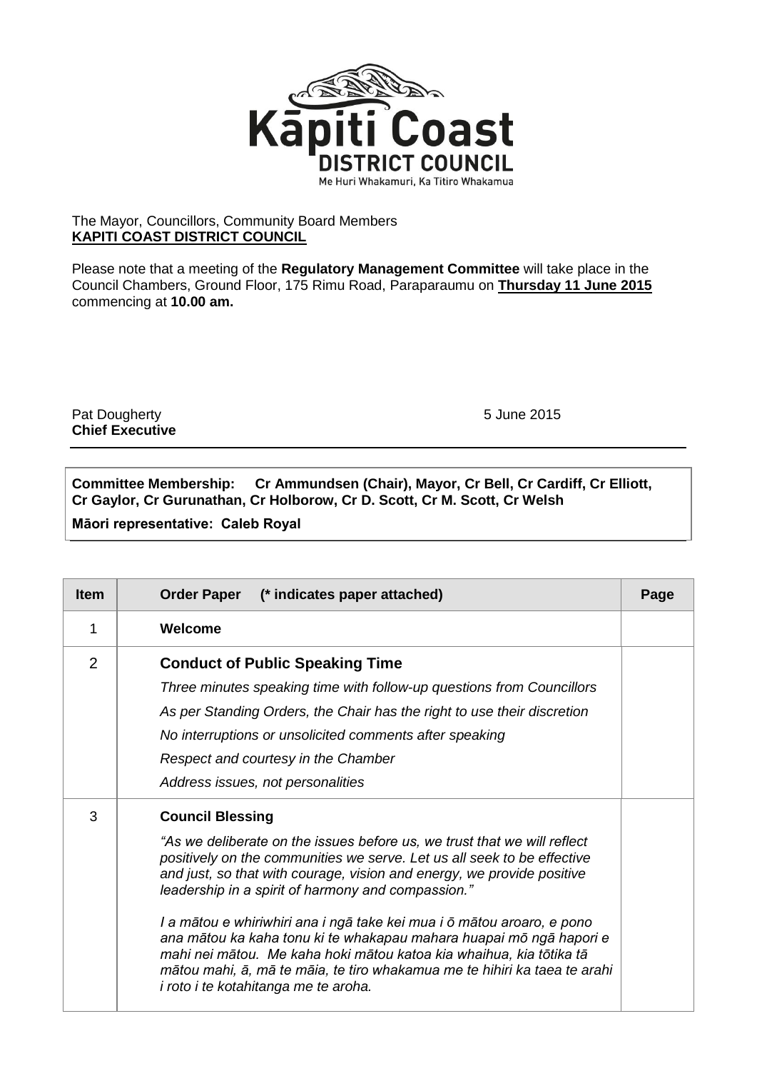The Mayor, Councillors, Community Board Members
**KAPITI COAST DISTRICT COUNCIL**

Please note that a meeting of the **Regulatory Management Committee** will take place in the Council Chambers, Ground Floor, 175 Rimu Road, Paraparaumu on **Thursday 11 June 2015** commencing at **10.00 am.**

Pat Dougherty
**Chief Executive**

5 June 2015

**Committee Membership: Cr Ammundsen (Chair), Mayor, Cr Bell, Cr Cardiff, Cr Elliott, Cr Gaylor, Cr Gurunathan, Cr Holborow, Cr D. Scott, Cr M. Scott, Cr Welsh**

**Māori representative: Caleb Royal**

| Item | Order Paper (* indicates paper attached) | Page |
|---|---|---|
| 1 | **Welcome** | |
| 2 | **Conduct of Public Speaking Time**<br>*Three minutes speaking time with follow-up questions from Councillors*<br>*As per Standing Orders, the Chair has the right to use their discretion*<br>*No interruptions or unsolicited comments after speaking*<br>*Respect and courtesy in the Chamber*<br>*Address issues, not personalities* | |
| 3 | **Council Blessing**<br>*"As we deliberate on the issues before us, we trust that we will reflect positively on the communities we serve. Let us all seek to be effective and just, so that with courage, vision and energy, we provide positive leadership in a spirit of harmony and compassion."*<br>*I a mātou e whiriwhiri ana i ngā take kei mua i ō mātou aroaro, e pono ana mātou ka kaha tonu ki te whakapau mahara huapai mō ngā hapori e mahi nei mātou. Me kaha hoki mātou katoa kia whaihua, kia tōtika tā mātou mahi, ā, mā te māia, te tiro whakamua me te hihiri ka taea te arahi i roto i te kotahitanga me te aroha.* | |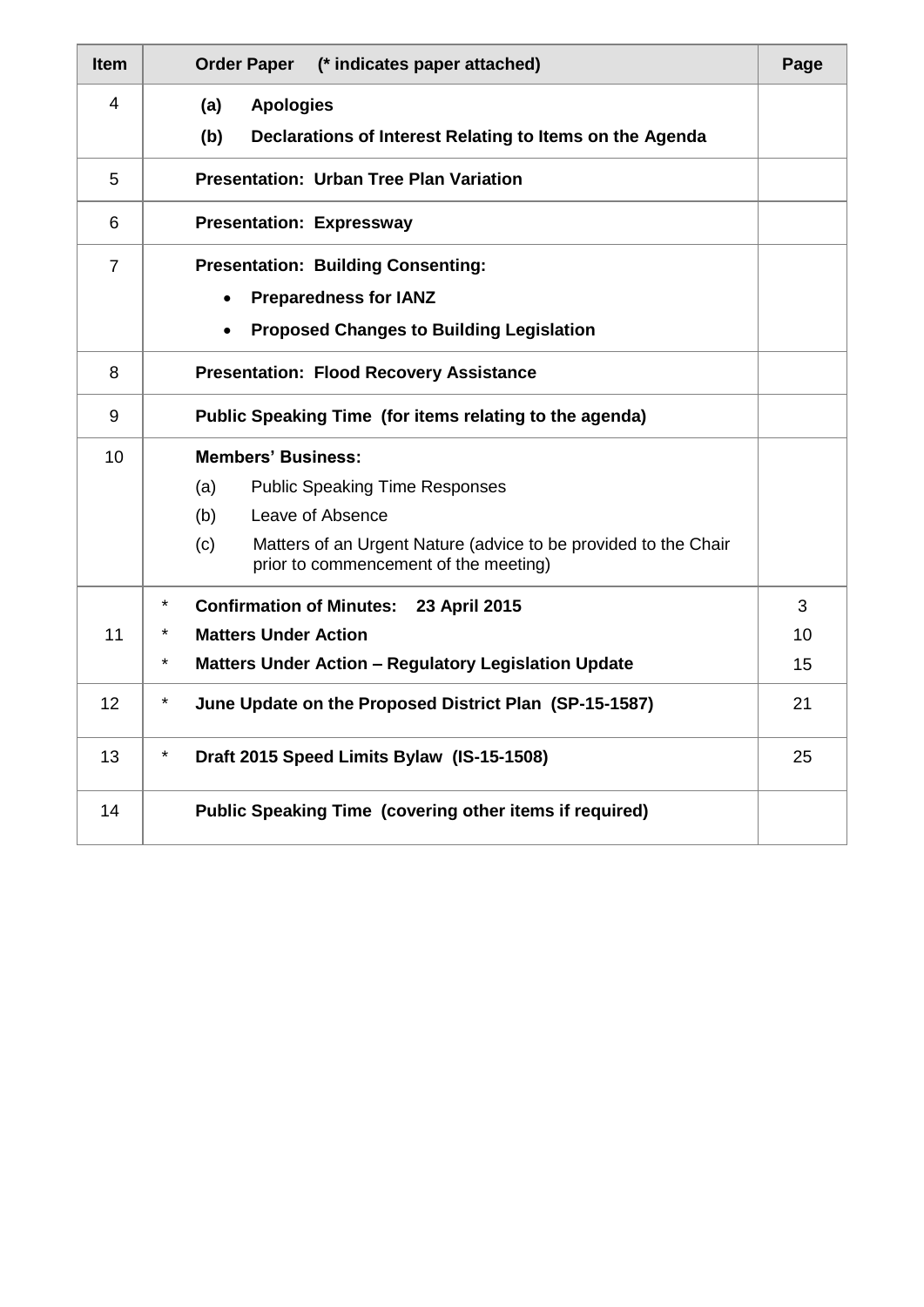| Item | Order Paper (* indicates paper attached) | Page |
|---|---|---|
| 4 | **(a) Apologies**<br>**(b) Declarations of Interest Relating to Items on the Agenda** | |
| 5 | **Presentation: Urban Tree Plan Variation** | |
| 6 | **Presentation: Expressway** | |
| 7 | **Presentation: Building Consenting:**<br>• **Preparedness for IANZ**<br>• **Proposed Changes to Building Legislation** | |
| 8 | **Presentation: Flood Recovery Assistance** | |
| 9 | **Public Speaking Time (for items relating to the agenda)** | |
| 10 | **Members' Business:**<br>(a) Public Speaking Time Responses<br>(b) Leave of Absence<br>(c) Matters of an Urgent Nature (advice to be provided to the Chair prior to commencement of the meeting) | |
| 11 | * **Confirmation of Minutes: 23 April 2015**<br>* **Matters Under Action**<br>* **Matters Under Action – Regulatory Legislation Update** | 3<br>10<br>15 |
| 12 | * **June Update on the Proposed District Plan (SP-15-1587)** | 21 |
| 13 | * **Draft 2015 Speed Limits Bylaw (IS-15-1508)** | 25 |
| 14 | **Public Speaking Time (covering other items if required)** | |